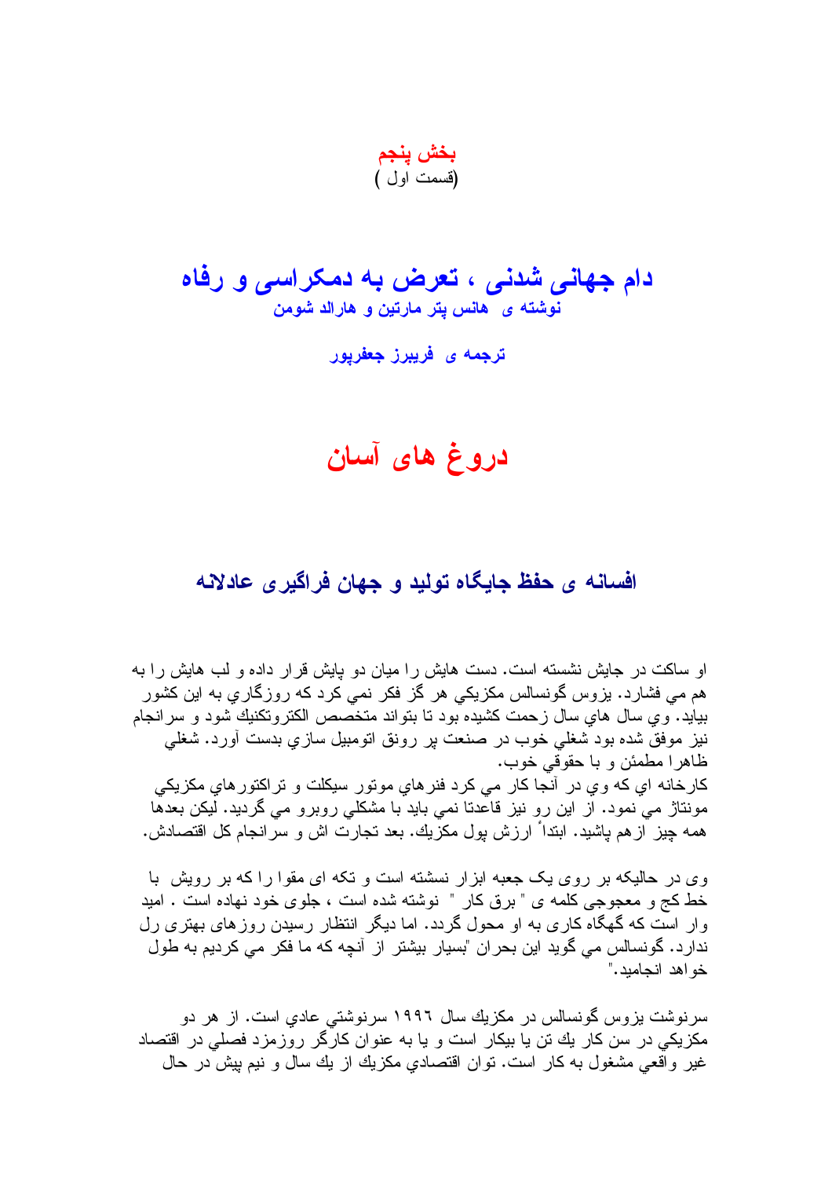**بخش پنجم**
(قسمت اول )

# دام جهانی شدنی ، تعرض به دمکراسی و رفاه

**نوشته ی هانس پتر مارتین و هارالد شومن**

**ترجمه ی فریبرز جعفرپور**

# دروغ های آسان

## افسانه ی حفظ جایگاه تولید و جهان فراگیری عادلانه

او ساکت در جایش نشسته است. دست هایش را میان دو پایش قرار داده و لب هایش را به هم مي فشارد. یزوس گونسالس مکزیکي هر گز فکر نمي کرد که روزگاري به این کشور بیاید. وي سال هاي سال زحمت کشیده بود تا بتواند متخصص الکترونکنیك شود و سرانجام نیز موفق شده بود شغلي خوب در صنعت پر رونق اتومبیل سازي بدست آورد. شغلي ظاهرا مطمئن و با حقوقي خوب.
کارخانه اي که وي در آنجا کار مي کرد فنرهاي موتور سیکلت و تراکتورهاي مکزیکي مونتاژ مي نمود. از این رو نیز قاعدتا نمي باید با مشکلي روبرو مي گردید. لیکن بعدها همه چیز ازهم پاشید. ابتدا ارزش پول مکزیك. بعد تجارت اش و سرانجام کل اقتصادش.

وی در حالیکه بر روی یک جعبه ابزار نشسته است و تکه ای مقوا را که بر رویش با خط کج و معوجی کلمه ی " برق کار " نوشته شده است ، جلوی خود نهاده است . امید وار است که گهگاه کاری به او محول گردد. اما دیگر انتظار رسیدن روزهای بهتری را ندارد. گونسالس مي گوید این بحران "بسیار بیشتر از آنچه که ما فکر مي کردیم به طول خواهد انجامید."

سرنوشت یزوس گونسالس در مکزیك سال ۱۹۹٦ سرنوشتي عادي است. از هر دو مکزیکي در سن کار یك تن یا بیکار است و یا به عنوان کارگر روزمزد فصلي در اقتصاد غیر واقعي مشغول به کار است. توان اقتصادي مکزیك از یك سال و نیم پیش در حال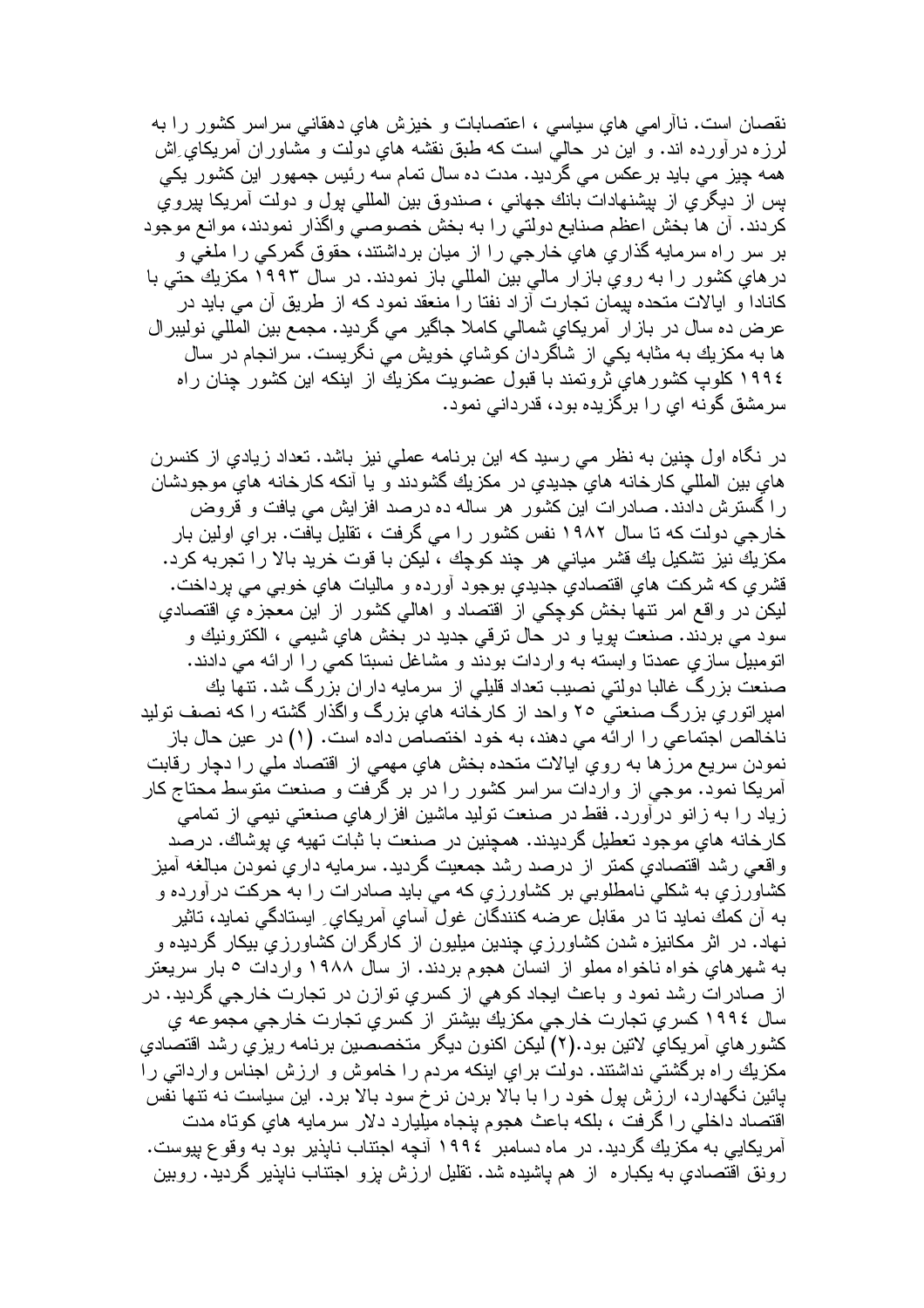نقصان است. ناآرامي هاي سياسي ، اعتصابات و خيزش هاي دهقاني سراسر كشور را به لرزه درآورده اند. و اين در حالي است كه طبق نقشه هاي دولت و مشاوران آمريكايي اش همه چيز مي بايد برعكس مي گرديد. مدت ده سال تمام سه رئيس جمهور اين كشور يكي پس از ديگري از پيشنهادات بانك جهاني ، صندوق بين المللي پول و دولت آمريكا پيروي كردند. آن ها بخش اعظم صنايع دولتي را به بخش خصوصي واگذار نمودند، موانع موجود بر سر راه سرمايه گذاري هاي خارجي را از ميان برداشتند، حقوق گمركي را ملغي و درهاي كشور را به روي بازار مالي بين المللي باز نمودند. در سال ۱۹۹۳ مكزيك حتي با كانادا و ايالات متحده پيمان تجارت آزاد نفتا را منعقد نمود كه از طريق آن مي بايد در عرض ده سال در بازار آمريكاي شمالي كاملا جاگير مي گرديد. مجمع بين المللي نوليبرال ها به مكزيك به مثابه يكي از شاگردان كوشاي خويش مي نگريست. سرانجام در سال ۱۹۹٤ كلوب كشورهاي ثروتمند با قبول عضويت مكزيك از اينكه اين كشور چنان راه سرمشق گونه اي را برگزيده بود، قدرداني نمود.

در نگاه اول چنين به نظر مي رسيد كه اين برنامه عملي نيز باشد. تعداد زيادي از كنسرن هاي بين المللي كارخانه هاي جديدي در مكزيك گشودند و يا آنكه كارخانه هاي موجودشان را گسترش دادند. صادرات اين كشور هر ساله ده درصد افزايش مي يافت و قروض خارجي دولت كه تا سال ۱۹۸۲ نفس كشور را مي گرفت ، تقليل يافت. براي اولين بار مكزيك نيز تشكيل يك قشر مياني هر چند كوچك ، ليكن با قوت خريد بالا را تجربه كرد. قشري كه شركت هاي اقتصادي جديدي بوجود آورده و ماليات هاي خوبي مي پرداخت. ليكن در واقع امر تنها بخش كوچكي از اقتصاد و اهالي كشور از اين معجزه ي اقتصادي سود مي بردند. صنعت پويا و در حال ترقي جديد در بخش هاي شيمي ، الكترونيك و اتومبيل سازي عمدتا وابسته به واردات بودند و مشاغل نسبتا كمي را ارائه مي دادند. صنعت بزرگ غالبا دولتي نصيب تعداد قليلي از سرمايه داران بزرگ شد. تنها يك امپراتوري بزرگ صنعتي ۲٥ واحد از كارخانه هاي بزرگ واگذار گشته را كه نصف توليد ناخالص اجتماعي را ارائه مي دهند، به خود اختصاص داده است. (۱) در عين حال باز نمودن سريع مرزها به روي ايالات متحده بخش هاي مهمي از اقتصاد ملي را دچار رقابت آمريكا نمود. موجي از واردات سراسر كشور را در بر گرفت و صنعت متوسط محتاج كار زياد را به زانو درآورد. فقط در صنعت توليد ماشين افزارهاي صنعتي نيمي از تمامي كارخانه هاي موجود تعطيل گرديدند. همچنين در صنعت با ثبات تهيه ي پوشاك. درصد واقعي رشد اقتصادي كمتر از درصد رشد جمعيت گرديد. سرمايه داري نمودن مبالغه آميز كشاورزي به شكلي نامطلوبي بر كشاورزي كه مي بايد صادرات را به حركت درآورده و به آن كمك نمايد تا در مقابل عرضه كنندگان غول آساي آمريكايي ايستادگي نمايد، تاثير نهاد. در اثر مكانيزه شدن كشاورزي چندين ميليون از كارگران كشاورزي بيكار گرديده و به شهرهاي خواه ناخواه مملو از انسان هجوم بردند. از سال ۱۹۸۸ واردات ٥ بار سريعتر از صادرات رشد نمود و باعث ايجاد كوهي از كسري توازن در تجارت خارجي گرديد. در سال ۱۹۹٤ كسري تجارت خارجي مكزيك بيشتر از كسري تجارت خارجي مجموعه ي كشورهاي آمريكاي لاتين بود.(۲) ليكن اكنون ديگر متخصصين برنامه ريزي رشد اقتصادي مكزيك راه برگشتي نداشتند. دولت براي اينكه مردم را خاموش و ارزش اجناس وارداتي را پائين نگهدارد، ارزش پول خود را با بالا بردن نرخ سود بالا برد. اين سياست نه تنها نفس اقتصاد داخلي را گرفت ، بلكه باعث هجوم پنجاه ميليارد دلار سرمايه هاي كوتاه مدت آمريكايي به مكزيك گرديد. در ماه دسامبر ۱۹۹٤ آنچه اجتناب ناپذير بود به وقوع پيوست. رونق اقتصادي به يكباره از هم پاشيده شد. تقليل ارزش پزو اجتناب ناپذير گرديد. روبين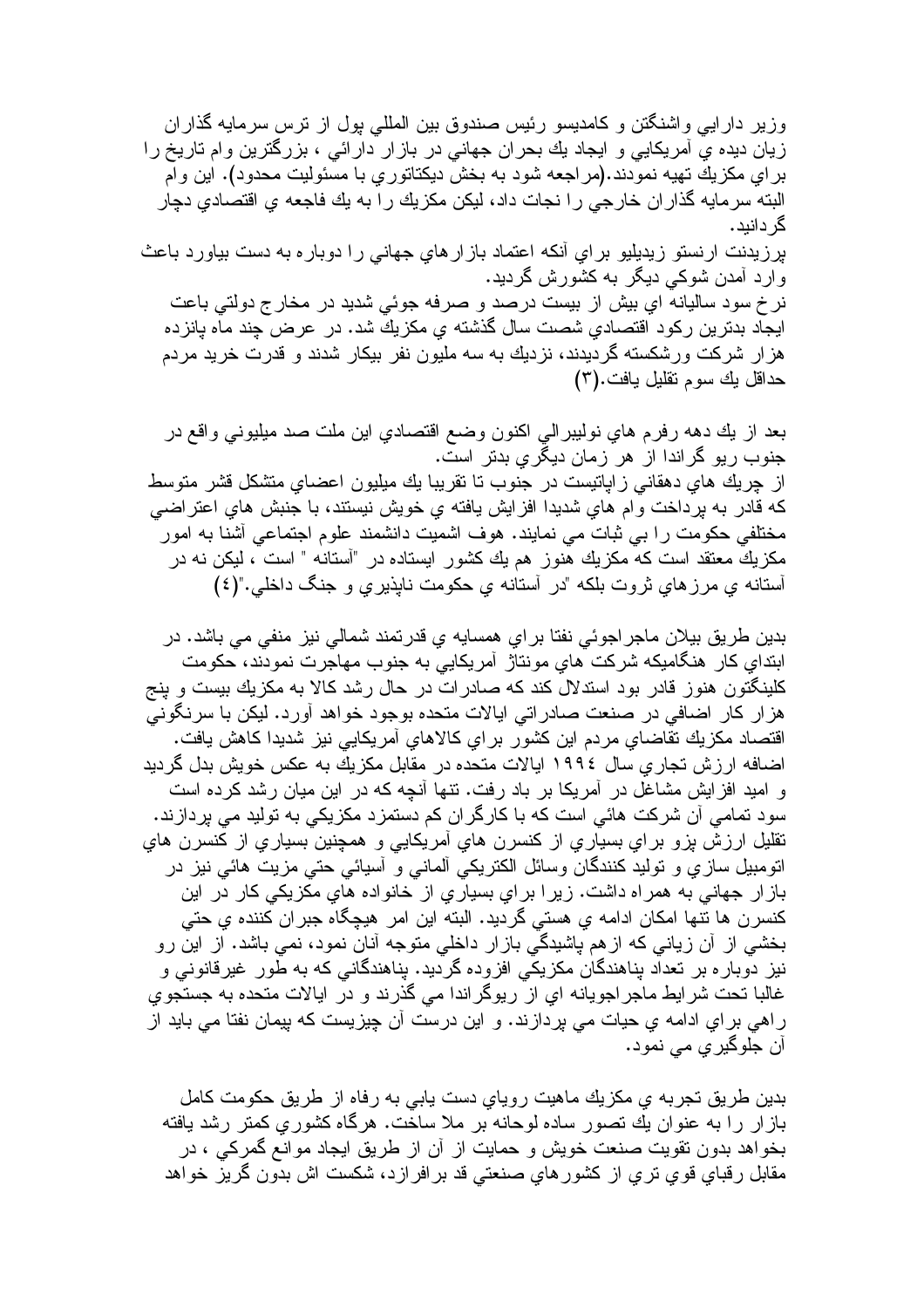وزير دارايي واشنگتن و كامديسو رئيس صندوق بين المللي پول از ترس سرمايه گذاران زيان ديده ي آمريكايي و ايجاد يك بحران جهاني در بازار دارائي ، بزرگترين وام تاريخ را براي مكزيك تهيه نمودند.(مراجعه شود به بخش ديكتاتوري با مسئوليت محدود). اين وام البته سرمايه گذاران خارجي را نجات داد، ليكن مكزيك را به يك فاجعه ي اقتصادي دچار گردانيد.

پرزيدنت ارنستو زيديليو براي آنكه اعتماد بازارهاي جهاني را دوباره به دست بياورد باعث وارد آمدن شوكي ديگر به كشورش گرديد.

نرخ سود ساليانه اي بيش از بيست درصد و صرفه جوئي شديد در مخارج دولتي باعث ايجاد بدترين ركود اقتصادي شصت سال گذشته ي مكزيك شد. در عرض چند ماه پانزده هزار شركت ورشكسته گرديدند، نزديك به سه مليون نفر بيكار شدند و قدرت خريد مردم حداقل يك سوم تقليل يافت.(٣)

بعد از يك دهه رفرم هاي نوليبرالي اكنون وضع اقتصادي اين ملت صد ميليوني واقع در جنوب ريو گراندا از هر زمان ديگري بدتر است.

از چريك هاي دهقاني زاپاتيست در جنوب تا تقريبا يك ميليون اعضاي متشكل قشر متوسط كه قادر به پرداخت وام هاي شديدا افزايش يافته ي خويش نيستند، با جنبش هاي اعتراضي مختلفي حكومت را بي ثبات مي نمايند. هوف اشميت دانشمند علوم اجتماعي آشنا به امور مكزيك معتقد است كه مكزيك هنوز هم يك كشور ايستاده در "آستانه " است ، ليكن نه در آستانه ي مرزهاي ثروت بلكه "در آستانه ي حكومت ناپذيري و جنگ داخلي."(٤)

بدين طريق بيلان ماجراجوئي نفتا براي همسايه ي قدرتمند شمالي نيز منفي مي باشد. در ابتداي كار هنگاميكه شركت هاي مونتاژ آمريكايي به جنوب مهاجرت نمودند، حكومت كلينگتون هنوز قادر بود استدلال كند كه صادرات در حال رشد كالا به مكزيك بيست و پنج هزار كار اضافي در صنعت صادراتي ايالات متحده بوجود خواهد آورد. ليكن با سرنگوني اقتصاد مكزيك تقاضاي مردم اين كشور براي كالاهاي آمريكايي نيز شديدا كاهش يافت. اضافه ارزش تجاري سال ١٩٩٤ ايالات متحده در مقابل مكزيك به عكس خويش بدل گرديد و اميد افزايش مشاغل در آمريكا بر باد رفت. تنها آنچه كه در اين ميان رشد كرده است سود تمامي آن شركت هائي است كه با كارگران كم دستمزد مكزيكي به توليد مي پردازند. تقليل ارزش پزو براي بسياري از كنسرن هاي آمريكايي و همچنين بسياري از كنسرن هاي اتوميبل سازي و توليد كنندگان وسائل الكتريكي آلماني و آسيائي حتي مزيت هائي نيز در بازار جهاني به همراه داشت. زيرا براي بسياري از خانواده هاي مكزيكي كار در اين كنسرن ها تنها امكان ادامه ي هستي گرديد. البته اين امر هيچگاه جبران كننده ي حتي بخشي از آن زياني كه ازهم پاشيدگي بازار داخلي متوجه آنان نمود، نمي باشد. از اين رو نيز دوباره بر تعداد پناهندگان مكزيكي افزوده گرديد. پناهندگاني كه به طور غيرقانوني و غالبا تحت شرايط ماجراجويانه اي از ريوگراندا مي گذرند و در ايالات متحده به جستجوي راهي براي ادامه ي حيات مي پردازند. و اين درست آن چيزيست كه پيمان نفتا مي بايد از آن جلوگيري مي نمود.

بدين طريق تجربه ي مكزيك ماهيت روياي دست يابي به رفاه از طريق حكومت كامل بازار را به عنوان يك تصور ساده لوحانه بر ملا ساخت. هرگاه كشوري كمتر رشد يافته بخواهد بدون تقويت صنعت خويش و حمايت از آن از طريق ايجاد موانع گمركي ، در مقابل رقباي قوي تري از كشورهاي صنعتي قد برافرازد، شكست اش بدون گريز خواهد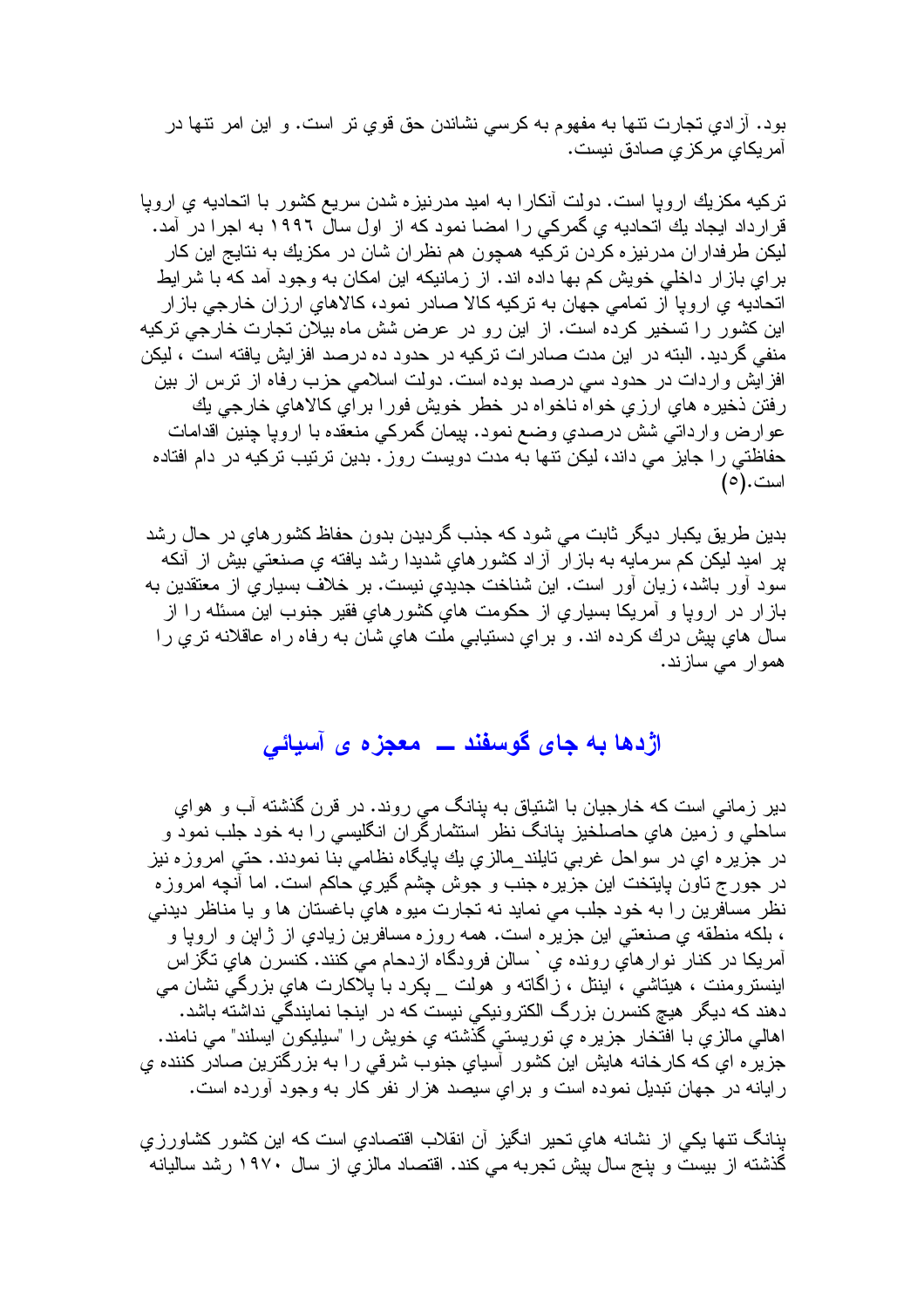بود. آزادي تجارت تنها به مفهوم به كرسي نشاندن حق قوي تر است. و اين امر تنها در آمريكاي مركزي صادق نيست.

تركيه مكزيك اروپا است. دولت آنكارا به اميد مدرنيزه شدن سريع كشور با اتحاديه ي اروپا قرارداد ايجاد يك اتحاديه ي گمركي را امضا نمود كه از اول سال ١٩٩٦ به اجرا در آمد. ليكن طرفداران مدرنيزه كردن تركيه همچون هم نظران شان در مكزيك به نتايج اين كار براي بازار داخلي خويش كم بها داده اند. از زمانيكه اين امكان به وجود آمد كه با شرايط اتحاديه ي اروپا از تمامي جهان به تركيه كالا صادر نمود، كالاهاي ارزان خارجي بازار اين كشور را تسخير كرده است. از اين رو در عرض شش ماه بيلان تجارت خارجي تركيه منفي گرديد. البته در اين مدت صادرات تركيه در حدود ده درصد افزايش يافته است ، ليكن افزايش واردات در حدود سي درصد بوده است. دولت اسلامي حزب رفاه از ترس از بين رفتن ذخيره هاي ارزي خواه ناخواه در خطر خويش فورا براي كالاهاي خارجي يك عوارض وارداتي شش درصدي وضع نمود. پيمان گمركي منعقده با اروپا چنين اقدامات حفاظتي را جايز مي داند، ليكن تنها به مدت دويست روز. بدين ترتيب تركيه در دام افتاده است.(٥)

بدين طريق يكبار ديگر ثابت مي شود كه جذب گرديدن بدون حفاظ كشورهاي در حال رشد پر اميد ليكن كم سرمايه به بازار آزاد كشورهاي شديدا رشد يافته ي صنعتي بيش از آنكه سود آور باشد، زيان آور است. اين شناخت جديدي نيست. بر خلاف بسياري از معتقدين به بازار در اروپا و آمريكا بسياري از حكومت هاي كشورهاي فقير جنوب اين مسئله را از سال هاي پيش درك كرده اند. و براي دستيابي ملت هاي شان به رفاه راه عاقلانه تري را هموار مي سازند.

## اژدها به جاى گوسفند ــ معجزه ى آسيائي

دير زماني است كه خارجيان با اشتياق به پنانگ مي روند. در قرن گذشته آب و هواي ساحلي و زمين هاي حاصلخيز پنانگ نظر استثمارگران انگليسي را به خود جلب نمود و در جزيره اي در سواحل غربي تايلند_مالزي يك پايگاه نظامي بنا نمودند. حتي امروزه نيز در جورج تاون پايتخت اين جزيره جنب و جوش چشم گيري حاكم است. اما آنچه امروزه نظر مسافرين را به خود جلب مي نمايد نه تجارت ميوه هاي باغستان ها و يا مناظر ديدني ، بلكه منطقه ي صنعتي اين جزيره است. همه روزه مسافرين زيادي از ژاپن و اروپا و آمريكا در كنار نوارهاي رونده ي ` سالن فرودگاه ازدحام مي كنند. كنسرن هاي تگزاس اينسترومنت ، هيتاشي ، اينتل ، زاگاته و هولت _ پكرد با پلاكارت هاي بزرگي نشان مي دهند كه ديگر هيچ كنسرن بزرگ الكترونيكي نيست كه در اينجا نمايندگي نداشته باشد. اهالي مالزي با افتخار جزيره ي توريستي گذشته ي خويش را "سيليكون ايسلند" مي نامند. جزيره اي كه كارخانه هايش اين كشور آسياي جنوب شرقي را به بزرگترين صادر كننده ي رايانه در جهان تبديل نموده است و براي سيصد هزار نفر كار به وجود آورده است.

پنانگ تنها يكي از نشانه هاي تحير انگيز آن انقلاب اقتصادي است كه اين كشور كشاورزي گذشته از بيست و پنج سال پيش تجربه مي كند. اقتصاد مالزي از سال ١٩٧٠ رشد ساليانه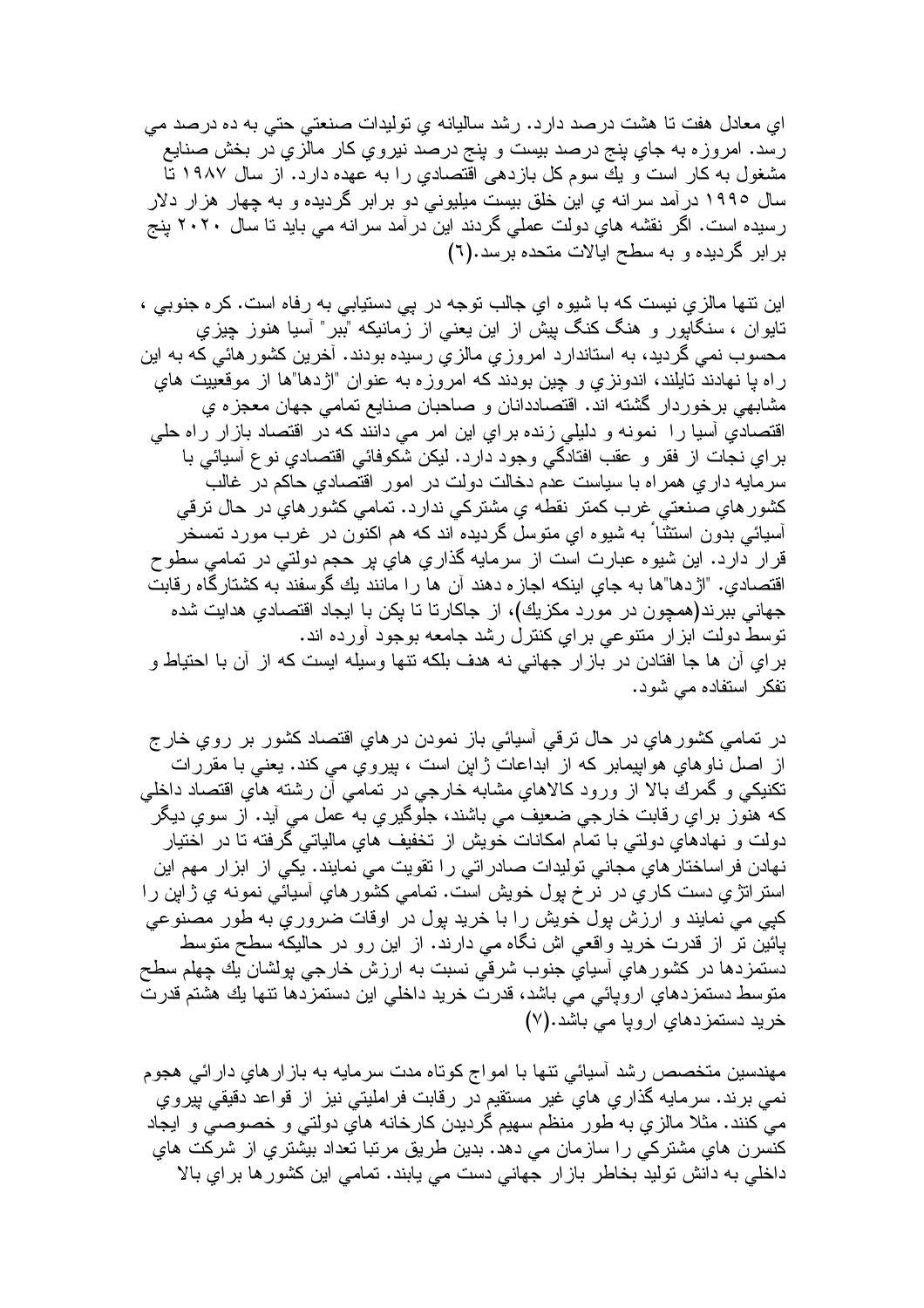اي معادل هفت تا هشت درصد دارد. رشد ساليانه ي توليدات صنعتي حتي به ده درصد مي رسد. امروزه به جاي پنج درصد بيست و پنج درصد نيروي كار مالزي در بخش صنايع مشغول به كار است و يك سوم كل بازدهي اقتصادي را به عهده دارد. از سال ١٩٨٧ تا سال ١٩٩٥ درآمد سرانه ي اين خلق بيست ميليوني دو برابر گرديده و به چهار هزار دلار رسيده است. اگر نقشه هاي دولت عملي گردند اين درآمد سرانه مي بايد تا سال ٢٠٢٠ پنج برابر گرديده و به سطح ايالات متحده برسد.(٦)

اين تنها مالزي نيست كه با شيوه اي جالب توجه در پي دستيابي به رفاه است. كره جنوبي ، تايوان ، سنگاپور و هنگ كنگ پيش از اين يعني از زمانيكه "ببر" آسيا هنوز چيزي محسوب نمي گرديد، به استاندارد امروزي مالزي رسيده بودند. آخرين كشورهائي كه به اين راه پا نهادند تايلند، اندونزي و چين بودند كه امروزه به عنوان "اژدها"ها از موقعييت هاي مشابهي برخوردار گشته اند. اقتصاددانان و صاحبان صنايع تمامي جهان معجزه ي اقتصادي آسيا را نمونه و دليلي زنده براي اين امر مي دانند كه در اقتصاد بازار راه حلي براي نجات از فقر و عقب افتادگي وجود دارد. ليكن شكوفائي اقتصادي نوع آسيائي با سرمايه داري همراه با سياست عدم دخالت دولت در امور اقتصادي حاكم در غالب كشورهاي صنعتي غرب كمتر نقطه ي مشتركي ندارد. تمامي كشورهاي در حال ترقي آسيائي بدون استثناً به شيوه اي متوسل گرديده اند كه هم اكنون در غرب مورد تمسخر قرار دارد. اين شيوه عبارت است از سرمايه گذاري هاي پر حجم دولتي در تمامي سطوح اقتصادي. "اژدها"ها به جاي اينكه اجازه دهند آن ها را مانند يك گوسفند به كشتارگاه رقابت جهاني ببرند(همچون در مورد مكزيك)، از جاكارتا تا پكن با ايجاد اقتصادي هدايت شده توسط دولت ابزار متنوعي براي كنترل رشد جامعه بوجود آورده اند.
براي آن ها جا افتادن در بازار جهاني نه هدف بلكه تنها وسيله ايست كه از آن با احتياط و تفكر استفاده مي شود.

در تمامي كشورهاي در حال ترقي آسيائي باز نمودن درهاي اقتصاد كشور بر روي خارج از اصل ناوهاي هواپيمابر كه از ابداعات ژاپن است ، پيروي مي كند. يعني با مقررات تكنيكي و گمرك بالا از ورود كالاهاي مشابه خارجي در تمامي آن رشته هاي اقتصاد داخلي كه هنوز براي رقابت خارجي ضعيف مي باشند، جلوگيري به عمل مي آيد. از سوي ديگر دولت و نهادهاي دولتي با تمام امكانات خويش از تخفيف هاي مالياتي گرفته تا در اختيار نهادن فراساختارهاي مجاني توليدات صادراتي را تقويت مي نمايند. يكي از ابزار مهم اين استراتژي دست كاري در نرخ پول خويش است. تمامي كشورهاي آسيائي نمونه ي ژاپن را كپي مي نمايند و ارزش پول خويش را با خريد پول در اوقات ضروري به طور مصنوعي پائين تر از قدرت خريد واقعي اش نگاه مي دارند. از اين رو در حاليكه سطح متوسط دستمزدها در كشورهاي آسياي جنوب شرقي نسبت به ارزش خارجي پولشان يك چهلم سطح متوسط دستمزدهاي اروپائي مي باشد، قدرت خريد داخلي اين دستمزدها تنها يك هشتم قدرت خريد دستمزدهاي اروپا مي باشد.(٧)

مهندسين متخصص رشد آسيائي تنها با امواج كوتاه مدت سرمايه به بازارهاي دارائي هجوم نمي برند. سرمايه گذاري هاي غير مستقيم در رقابت فراملیتي نيز از قواعد دقيقي پيروي مي كنند. مثلا مالزي به طور منظم سهيم گرديدن كارخانه هاي دولتي و خصوصي و ايجاد كنسرن هاي مشتركي را سازمان مي دهد. بدين طريق مرتبا تعداد بيشتري از شركت هاي داخلي به دانش توليد بخاطر بازار جهاني دست مي يابند. تمامي اين كشورها براي بالا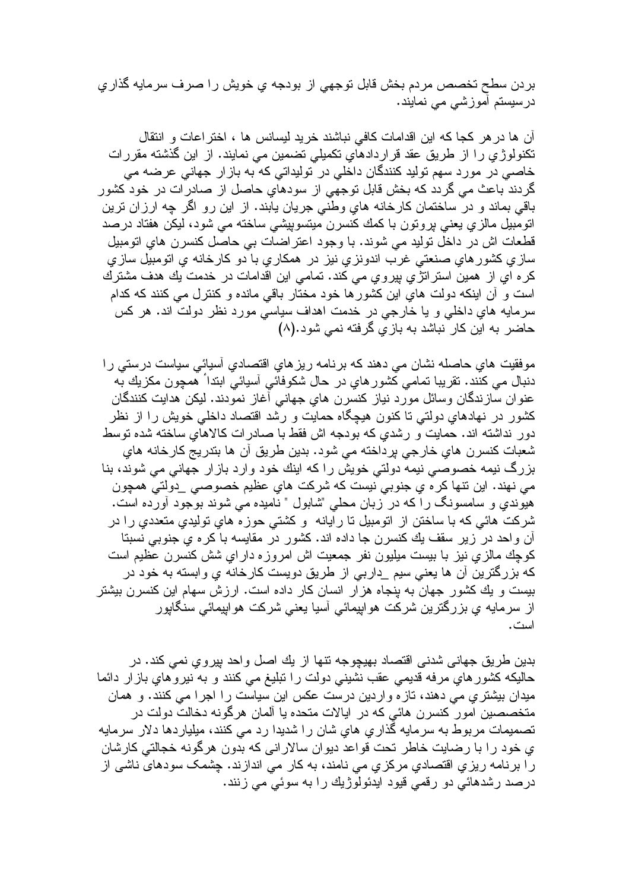بردن سطح تخصص مردم بخش قابل توجهي از بودجه ي خويش را صرف سرمايه گذاري درسيستم آموزشي مي نمايند.

آن ها در هر كجا كه اين اقدامات كافي نباشند خريد ليسانس ها ، اختراعات و انتقال تكنولوژي را از طريق عقد قراردادهاي تكميلي تضمين مي نمايند. از اين گذشته مقررات خاصي در مورد سهم توليد كنندگان داخلي در توليداتي كه به بازار جهاني عرضه مي گردند باعث مي گردد كه بخش قابل توجهي از سودهاي حاصل از صادرات در خود كشور باقي بماند و در ساختمان كارخانه هاي وطني جريان يابند. از اين رو اگر چه ارزان ترين اتومبيل مالزي يعني پروتون با كمك كنسرن ميتسوپيشي ساخته مي شود، ليكن هفتاد درصد قطعات اش در داخل توليد مي شوند. با وجود اعتراضات بي حاصل كنسرن هاي اتومبيل سازي كشورهاي صنعتي غرب اندونزي نيز در همكاري با دو كارخانه ي اتومبيل سازي كره اي از همين استراتژي پيروي مي كند. تمامي اين اقدامات در خدمت يك هدف مشترك است و آن اينكه دولت هاي اين كشورها خود مختار باقي مانده و كنترل مي كنند كه كدام سرمايه هاي داخلي و يا خارجي در خدمت اهداف سياسي مورد نظر دولت اند. هر كس حاضر به اين كار نباشد به بازي گرفته نمي شود.(٨)

موفقيت هاي حاصله نشان مي دهند كه برنامه ريزهاي اقتصادي آسيائي سياست درستي را دنبال مي كنند. تقريبا تمامي كشورهاي در حال شكوفائي آسيائي ابتداً همچون مكزيك به عنوان سازندگان وسائل مورد نياز كنسرن هاي جهاني آغاز نمودند. ليكن هدايت كنندگان كشور در نهادهاي دولتي تا كنون هيچگاه حمايت و رشد اقتصاد داخلي خويش را از نظر دور نداشته اند. حمايت و رشدي كه بودجه اش فقط با صادرات كالاهاي ساخته شده توسط شعبات كنسرن هاي خارجي پرداخته مي شود. بدين طريق آن ها بتدريج كارخانه هاي بزرگ نيمه خصوصي نيمه دولتي خويش را كه اينك خود وارد بازار جهاني مي شوند، بنا مي نهند. اين تنها كره ي جنوبي نيست كه شركت هاي عظيم خصوصي _دولتي همچون هيوندي و سامسونگ را كه در زبان محلي "شابول " ناميده مي شوند بوجود آورده است. شركت هائي كه با ساختن از اتومبيل تا رايانه و كشتي حوزه هاي توليدي متعددي را در آن واحد در زير سقف يك كنسرن جا داده اند. كشور در مقايسه با كره ي جنوبي نسبتا كوچك مالزي نيز با بيست ميليون نفر جمعيت اش امروزه داراي شش كنسرن عظيم است كه بزرگترين آن ها يعني سيم _داربي از طريق دويست كارخانه ي وابسته به خود در بيست و يك كشور جهان به پنجاه هزار انسان كار داده است. ارزش سهام اين كنسرن بيشتر از سرمايه ي بزرگترين شركت هواپيمائي آسيا يعني شركت هواپيمائي سنگاپور است.

بدين طريق جهاني شدنی اقتصاد بهيچوجه تنها از يك اصل واحد پيروي نمي كند. در حاليكه كشورهاي مرفه قديمي عقب نشيني دولت را تبليغ مي كنند و به نيروهاي بازار دائما ميدان بيشتري مي دهند، تازه واردين درست عكس اين سياست را اجرا مي كنند. و همان متخصصين امور كنسرن هائي كه در ايالات متحده يا آلمان هرگونه دخالت دولت در تصميمات مربوط به سرمايه گذاري هاي شان را شديدا رد مي كنند، ميلياردها دلار سرمايه ي خود را با رضايت خاطر تحت قواعد ديوان سالارانی كه بدون هرگونه خجالتي كارشان را برنامه ريزي اقتصادي مركزي مي نامند، به كار مي اندازند. چشمک سودهای ناشی از درصد رشدهائي دو رقمي قيود ايدئولوژيك را به سوئي مي زنند.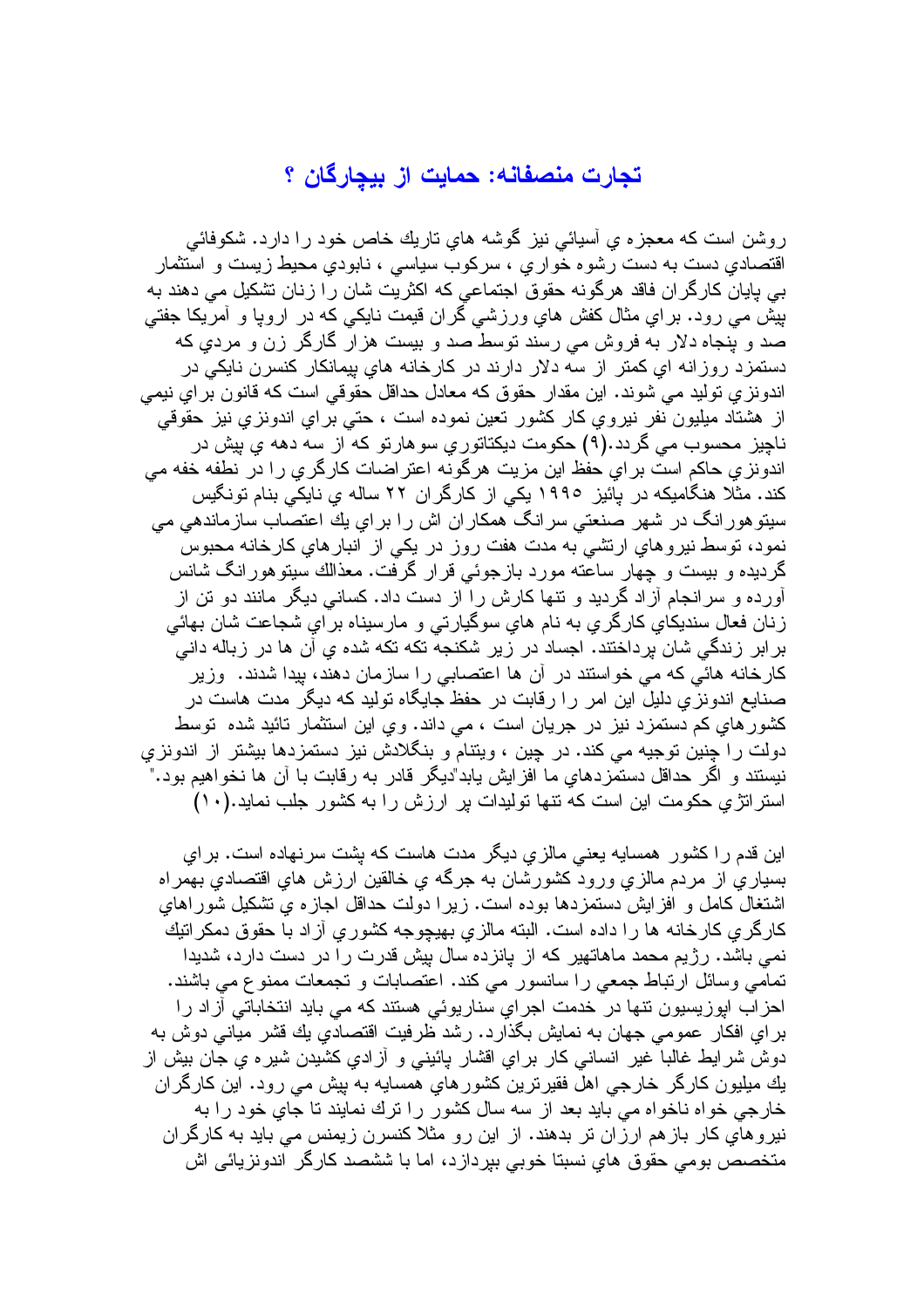## تجارت منصفانه: حمايت از بيچارگان ؟

روشن است كه معجزه ي آسيائي نيز گوشه هاي تاريك خاص خود را دارد. شكوفائي اقتصادي دست به دست رشوه خواري ، سركوب سياسي ، نابودي محيط زيست و استثمار بي پايان كارگران فاقد هرگونه حقوق اجتماعي كه اكثريت شان را زنان تشكيل مي دهند به پيش مي رود. براي مثال كفش هاي ورزشي گران قيمت نايكي كه در اروپا و آمريكا جفتي صد و پنجاه دلار به فروش مي رسند توسط صد و بيست هزار كارگر زن و مردي كه دستمزد روزانه اي كمتر از سه دلار دارند در كارخانه هاي پيمانكار كنسرن نايكي در اندونزي توليد مي شوند. اين مقدار حقوق كه معادل حداقل حقوقي است كه قانون براي نيمي از هشتاد ميليون نفر نيروي كار كشور تعين نموده است ، حتي براي اندونزي نيز حقوقي ناچيز محسوب مي گردد.(۹) حكومت ديكتاتوري سوهارتو كه از سه دهه ي پيش در اندونزي حاكم است براي حفظ اين مزيت هرگونه اعتراضات كارگري را در نطفه خفه مي كند. مثلا هنگاميكه در پائيز ۱۹۹۵ يكي از كارگران ۲۲ ساله ي نايكي بنام تونگيس سيتوهورانگ در شهر صنعتي سرانگ همكاران اش را براي يك اعتصاب سازماندهي مي نمود، توسط نيروهاي ارتشي به مدت هفت روز در يكي از انبارهاي كارخانه محبوس گرديده و بيست و چهار ساعته مورد بازجوئي قرار گرفت. معذالك سيتوهورانگ شانس آورده و سرانجام آزاد گرديد و تنها كارش را از دست داد. كساني ديگر مانند دو تن از زنان فعال سنديكاي كارگري به نام هاي سوگيارتي و مارسيناه براي شجاعت شان بهائي برابر زندگي شان پرداختند. اجساد در زير شكنجه تكه تكه شده ي آن ها در زباله داني كارخانه هائي كه مي خواستند در آن ها اعتصابي را سازمان دهند، پيدا شدند. وزير صنايع اندونزي دليل اين امر را رقابت در حفظ جايگاه توليد كه ديگر مدت هاست در كشورهاي كم دستمزد نيز در جريان است ، مي داند. وي اين استثمار تائيد شده توسط دولت را چنين توجيه مي كند. در چين ، ويتنام و بنگلادش نيز دستمزدها بيشتر از اندونزي نيستند و اگر حداقل دستمزدهاي ما افزايش يابد"ديگر قادر به رقابت با آن ها نخواهيم بود." استراتژي حكومت اين است كه تنها توليدات پر ارزش را به كشور جلب نمايد.(۱۰)

اين قدم را كشور همسايه يعني مالزي ديگر مدت هاست كه پشت سرنهاده است. براي بسياري از مردم مالزي ورود كشورشان به جرگه ي خالقين ارزش هاي اقتصادي بهمراه اشتغال كامل و افزايش دستمزدها بوده است. زيرا دولت حداقل اجازه ي تشكيل شوراهاي كارگري كارخانه ها را داده است. البته مالزي بهيچوجه كشوري آزاد با حقوق دمكراتيك نمي باشد. رژيم محمد ماهاتهير كه از پانزده سال پيش قدرت را در دست دارد، شديدا تمامي وسائل ارتباط جمعي را سانسور مي كند. اعتصابات و تجمعات ممنوع مي باشند. احزاب اپوزيسيون تنها در خدمت اجراي سناريوئي هستند كه مي بايد انتخاباتي آزاد را براي افكار عمومي جهان به نمايش بگذارد. رشد ظرفيت اقتصادي يك قشر مياني دوش به دوش شرايط غالبا غير انساني كار براي اقشار پائيني و آزادي كشيدن شيره ي جان بيش از يك ميليون كارگر خارجي اهل فقيرترين كشورهاي همسايه به پيش مي رود. اين كارگران خارجي خواه ناخواه مي بايد بعد از سه سال كشور را ترك نمايند تا جاي خود را به نيروهاي كار بازهم ارزان تر بدهند. از اين رو مثلا كنسرن زيمنس مي بايد به كارگران متخصص بومي حقوق هاي نسبتا خوبي بپردازد، اما با ششصد كارگر اندونزيائى اش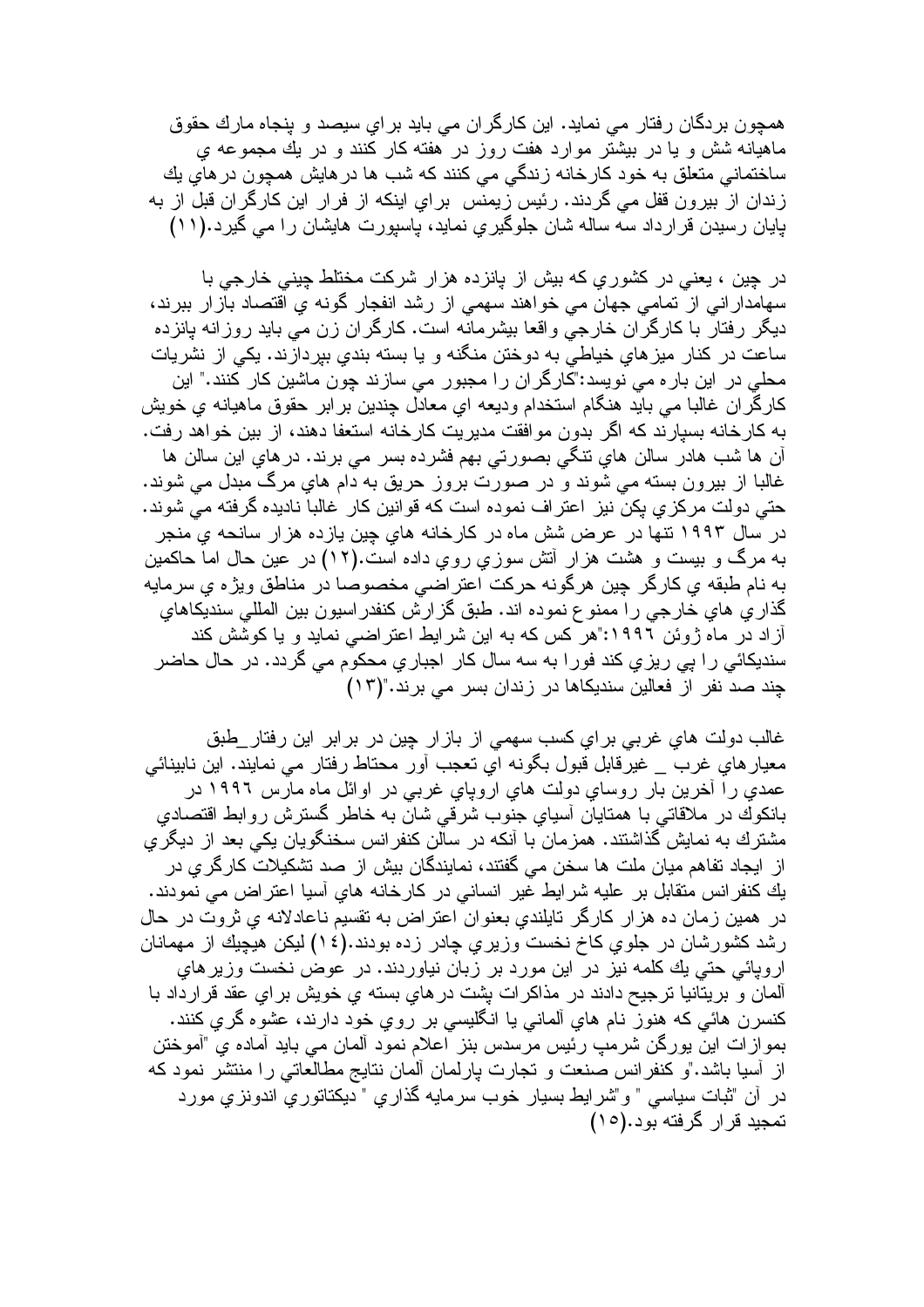همچون بردگان رفتار مي نمايد. اين كارگران مي بايد براي سيصد و پنجاه مارك حقوق ماهيانه شش و يا در بيشتر موارد هفت روز در هفته كار كنند و در يك مجموعه ي ساختماني متعلق به خود كارخانه زندگي مي كنند كه شب ها درهايش همچون درهاي يك زندان از بيرون قفل مي گردند. رئيس زيمنس براي اينكه از فرار اين كارگران قبل از به پايان رسيدن قرارداد سه ساله شان جلوگيري نمايد، پاسپورت هايشان را مي گيرد.(١١)

در چين ، يعني در كشوري كه بيش از پانزده هزار شركت مختلط چيني خارجي با سهامداراني از تمامي جهان مي خواهند سهمي از رشد انفجار گونه ي اقتصاد بازار ببرند، ديگر رفتار با كارگران خارجي واقعا بيشرمانه است. كارگران زن مي بايد روزانه پانزده ساعت در كنار ميزهاي خياطي به دوختن منگنه و يا بسته بندي بپردازند. يكي از نشريات محلي در اين باره مي نويسد:"كارگران را مجبور مي سازند چون ماشين كار كنند." اين كارگران غالبا مي بايد هنگام استخدام وديعه اي معادل چندين برابر حقوق ماهيانه ي خويش به كارخانه بسپارند كه اگر بدون موافقت مديريت كارخانه استعفا دهند، از بين خواهد رفت. آن ها شب هادر سالن هاي تنگي بصورتي بهم فشرده بسر مي برند. درهاي اين سالن ها غالبا از بيرون بسته مي شوند و در صورت بروز حريق به دام هاي مرگ مبدل مي شوند. حتي دولت مركزي پكن نيز اعتراف نموده است كه قوانين كار غالبا ناديده گرفته مي شوند. در سال ١٩٩٣ تنها در عرض شش ماه در كارخانه هاي چين يازده هزار سانحه ي منجر به مرگ و بيست و هشت هزار آتش سوزي روي داده است.(١٢) در عين حال اما حاكمين به نام طبقه ي كارگر چين هرگونه حركت اعتراضي مخصوصا در مناطق ويژه ي سرمايه گذاري هاي خارجي را ممنوع نموده اند. طبق گزارش كنفدراسيون بين المللي سنديكاهاي آزاد در ماه ژوئن ١٩٩٦:"هر كس كه به اين شرايط اعتراضي نمايد و يا كوشش كند سنديكائي را پي ريزي كند فورا به سه سال كار اجباري محكوم مي گردد. در حال حاضر چند صد نفر از فعالين سنديكاها در زندان بسر مي برند."(١٣)

غالب دولت هاي غربي براي كسب سهمي از بازار چين در برابر اين رفتار_طبق معيارهاي غرب _ غيرقابل قبول بگونه اي تعجب آور محتاط رفتار مي نمايند. اين نابينائي عمدي را آخرين بار روساي دولت هاي اروپاي غربي در اوائل ماه مارس ١٩٩٦ در بانكوك در ملاقاتي با همتايان آسياي جنوب شرقي شان به خاطر گسترش روابط اقتصادي مشترك به نمايش گذاشتند. همزمان با آنكه در سالن كنفرانس سخنگويان يكي بعد از ديگري از ايجاد تفاهم ميان ملت ها سخن مي گفتند، نمايندگان بيش از صد تشكيلات كارگري در يك كنفرانس متقابل بر عليه شرايط غير انساني در كارخانه هاي آسيا اعتراض مي نمودند. در همين زمان ده هزار كارگر تايلندي بعنوان اعتراض به تقسيم ناعادلانه ي ثروت در حال رشد كشورشان در جلوي كاخ نخست وزيري چادر زده بودند.(١٤) ليكن هيچيك از مهمانان اروپائي حتي يك كلمه نيز در اين مورد بر زبان نياوردند. در عوض نخست وزيرهاي آلمان و بريتانيا ترجيح دادند در مذاكرات پشت درهاي بسته ي خويش براي عقد قرارداد با كنسرن هائي كه هنوز نام هاي آلماني يا انگليسي بر روي خود دارند، عشوه گري كنند. بموازات اين يورگن شرمپ رئيس مرسدس بنز اعلام نمود آلمان مي بايد آماده ي "آموختن از آسيا باشد."و كنفرانس صنعت و تجارت پارلمان آلمان نتايج مطالعاتي را منتشر نمود كه در آن "ثبات سياسي " و"شرايط بسيار خوب سرمايه گذاري " ديكتاتوري اندونزي مورد تمجيد قرار گرفته بود.(١٥)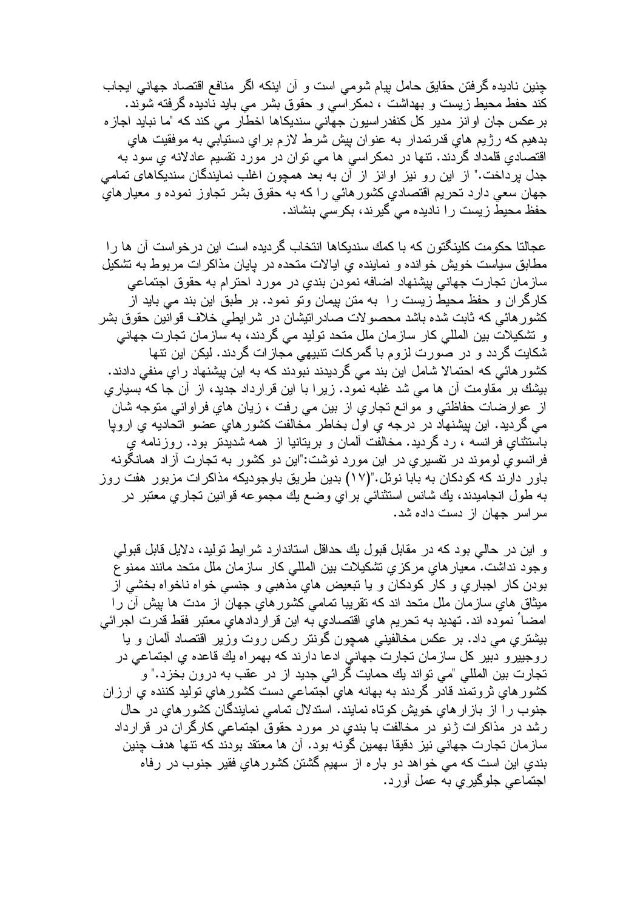چنين ناديده گرفتن حقايق حامل پيام شومي است و آن اينكه اگر منافع اقتصاد جهاني ايجاب كند حفظ محيط زيست و بهداشت ، دمكراسي و حقوق بشر مي بايد ناديده گرفته شوند. برعكس جان اوانز مدير كل كنفدراسيون جهاني سنديكاها اخطار مي كند كه "ما نبايد اجازه بدهيم كه رژيم هاي قدرتمدار به عنوان پيش شرط لازم براي دستيابي به موفقيت هاي اقتصادي قلمداد گردند. تنها در دمكراسي ها مي توان در مورد تقسيم عادلانه ي سود به جدل پرداخت." از اين رو نيز اوانز از آن به بعد همچون اغلب نمايندگان سنديكاهای تمامي جهان سعي دارد تحريم اقتصادي كشورهائي را كه به حقوق بشر تجاوز نموده و معيارهاي حفظ محيط زيست را ناديده مي گيرند، بكرسي بنشاند.

عجالتا حكومت كلينگتون كه با كمك سنديكاها انتخاب گرديده است اين درخواست آن ها را مطابق سياست خويش خوانده و نماينده ي ايالات متحده در پايان مذاكرات مربوط به تشكيل سازمان تجارت جهاني پيشنهاد اضافه نمودن بندي در مورد احترام به حقوق اجتماعي كارگران و حفظ محيط زيست را به متن پيمان وتو نمود. بر طبق اين بند مي بايد از كشورهائي كه ثابت شده باشد محصولات صادراتيشان در شرايطي خلاف قوانين حقوق بشر و تشكيلات بين المللي كار سازمان ملل متحد توليد مي گردند، به سازمان تجارت جهاني شكايت گردد و در صورت لزوم با گمركات تنبيهي مجازات گردند. ليكن اين تنها كشورهائي كه احتمالا شامل اين بند مي گرديدند نبودند كه به اين پيشنهاد راي منفي دادند. بيشك بر مقاومت آن ها مي شد غلبه نمود. زيرا با اين قرارداد جديد، از آن جا كه بسياري از عوارضات حفاظتي و موانع تجاري از بين مي رفت ، زيان هاي فراواني متوجه شان مي گرديد. اين پيشنهاد در درجه ي اول بخاطر مخالفت كشورهاي عضو اتحاديه ي اروپا باستثناي فرانسه ، رد گرديد. مخالفت آلمان و بريتانيا از همه شديدتر بود. روزنامه ي فرانسوي لوموند در تفسيري در اين مورد نوشت:"اين دو كشور به تجارت آزاد همانگونه باور دارند كه كودكان به بابا نوئل."(۱۷) بدين طريق باوجوديكه مذاكرات مزبور هفت روز به طول انجاميدند، يك شانس استثنائي براي وضع يك مجموعه قوانين تجاري معتبر در سراسر جهان از دست داده شد.

و اين در حالي بود كه در مقابل قبول يك حداقل استاندارد شرايط توليد، دلايل قابل قبولي وجود نداشت. معيارهاي مركزي تشكيلات بين المللي كار سازمان ملل متحد مانند ممنوع بودن كار اجباري و كار كودكان و يا تبعيض هاي مذهبي و جنسي خواه ناخواه بخشي از ميثاق هاي سازمان ملل متحد اند كه تقريبا تمامي كشورهاي جهان از مدت ها پيش آن را امضأ نموده اند. تهديد به تحريم هاي اقتصادي به اين قراردادهاي معتبر فقط قدرت اجرائي بيشتري مي داد. بر عكس مخالفيني همچون گونتر ركس روت وزير اقتصاد آلمان و يا روجييرو دبير كل سازمان تجارت جهاني ادعا دارند كه بهمراه يك قاعده ي اجتماعي در تجارت بين المللي "مي تواند يك حمايت گرائي جديد از در عقب به درون بخزد." و كشورهاي ثروتمند قادر گردند به بهانه هاي اجتماعي دست كشورهاي توليد كننده ي ارزان جنوب را از بازارهاي خويش كوتاه نمايند. استدلال تمامي نمايندگان كشورهاي در حال رشد در مذاكرات ژنو در مخالفت با بندي در مورد حقوق اجتماعي كارگران در قرارداد سازمان تجارت جهاني نيز دقيقا بهمين گونه بود. آن ها معتقد بودند كه تنها هدف چنين بندي اين است كه مي خواهد دو باره از سهيم گشتن كشورهاي فقير جنوب در رفاه اجتماعي جلوگيري به عمل آورد.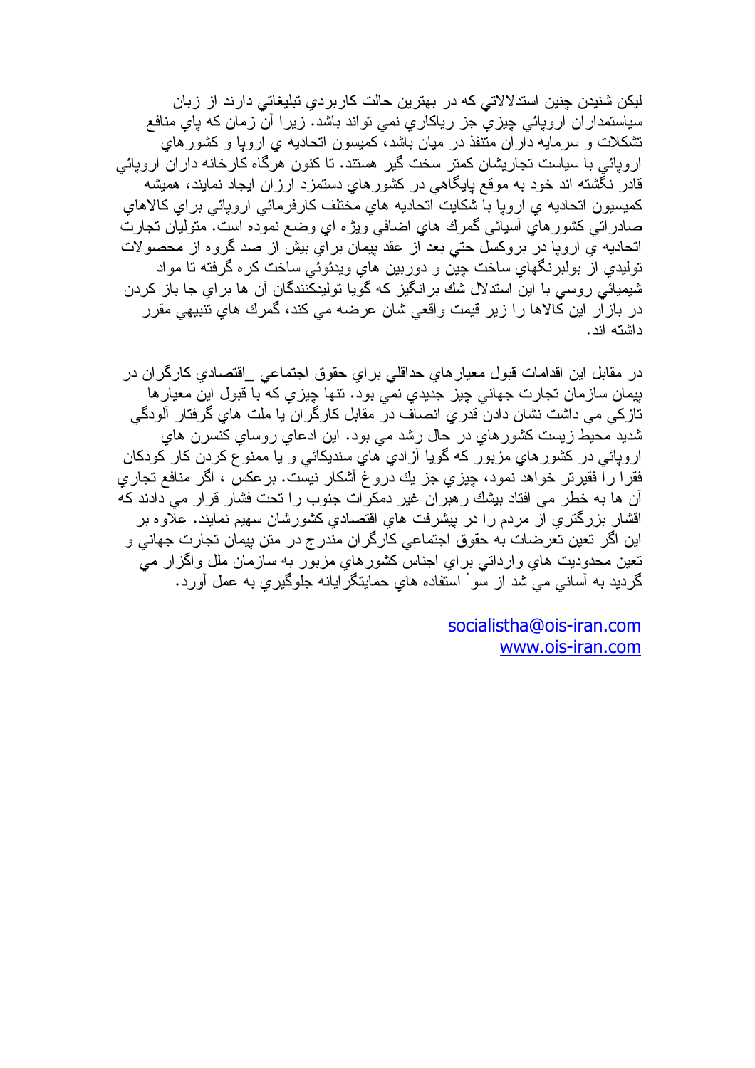ليكن شنيدن چنين استدلالاتي كه در بهترين حالت كاربردي تبليغاتي دارند از زبان سياستمداران اروپائي چيزي جز رياكاري نمي تواند باشد. زيرا آن زمان كه پاي منافع تشكلات و سرمايه داران متنفذ در ميان باشد، كميسون اتحاديه ي اروپا و كشورهاي اروپائي با سياست تجاريشان كمتر سخت گير هستند. تا كنون هرگاه كارخانه داران اروپائي قادر نگشته اند خود به موقع پايگاهي در كشورهاي دستمزد ارزان ايجاد نمايند، هميشه كميسيون اتحاديه ي اروپا با شكايت اتحاديه هاي مختلف كارفرمائي اروپائي براي كالاهاي صادراتي كشورهاي آسيائي گمرك هاي اضافي ويژه اي وضع نموده است. متوليان تجارت اتحاديه ي اروپا در بروكسل حتي بعد از عقد پيمان براي بيش از صد گروه از محصولات توليدي از بولبرنگهاي ساخت چين و دوربين هاي ويدئوئي ساخت كره گرفته تا مواد شيميائي روسي با اين استدلال شك برانگيز كه گويا توليدكنندگان آن ها براي جا باز كردن در بازار اين كالاها را زير قيمت واقعي شان عرضه مي كند، گمرك هاي تنبيهي مقرر داشته اند.

در مقابل اين اقدامات قبول معيارهاي حداقلي براي حقوق اجتماعي _اقتصادي كارگران در پيمان سازمان تجارت جهاني چيز جديدي نمي بود. تنها چيزي كه با قبول اين معيارها تازكي مي داشت نشان دادن قدري انصاف در مقابل كارگران يا ملت هاي گرفتار آلودگي شديد محيط زيست كشورهاي در حال رشد مي بود. اين ادعاي روساي كنسرن هاي اروپائي در كشورهاي مزبور كه گويا آزادي هاي سنديكائي و يا ممنوع كردن كار كودكان فقرا را فقيرتر خواهد نمود، چيزي جز يك دروغ آشكار نيست. برعكس ، اگر منافع تجاري آن ها به خطر مي افتاد بيشك رهبران غير دمكرات جنوب را تحت فشار قرار مي دادند كه اقشار بزرگتري از مردم را در پيشرفت هاي اقتصادي كشورشان سهيم نمايند. علاوه بر اين اگر تعين تعرضات به حقوق اجتماعي كارگران مندرج در متن پيمان تجارت جهاني و تعين محدوديت هاي وارداتي براي اجناس كشورهاي مزبور به سازمان ملل واگزار مي گرديد به آساني مي شد از سوء استفاده هاي حمايتگرايانه جلوگيري به عمل آورد.

socialistha@ois-iran.com
www.ois-iran.com